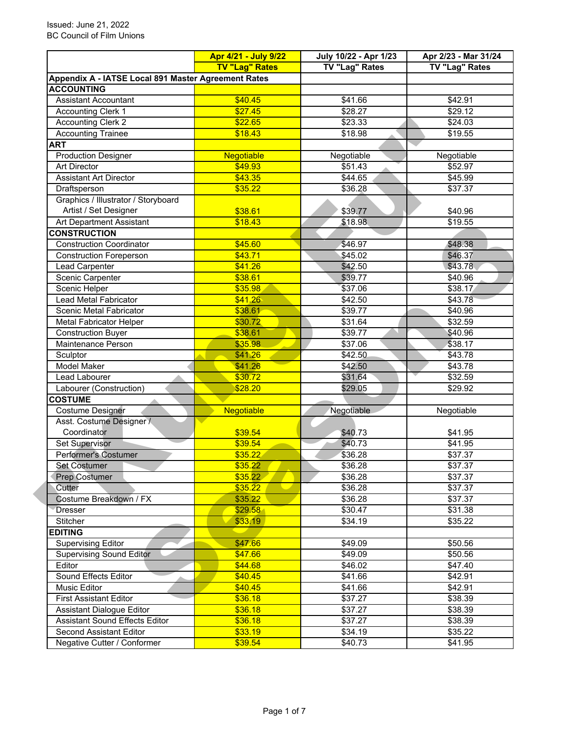Issued: June 21, 2022
BC Council of Film Unions

| | Apr 4/21 - July 9/22 TV "Lag" Rates | July 10/22 - Apr 1/23 TV "Lag" Rates | Apr 2/23 - Mar 31/24 TV "Lag" Rates |
|---|---|---|---|
| **Appendix A - IATSE Local 891 Master Agreement Rates** | | | |
| **ACCOUNTING** | | | |
| Assistant Accountant | $40.45 | $41.66 | $42.91 |
| Accounting Clerk 1 | $27.45 | $28.27 | $29.12 |
| Accounting Clerk 2 | $22.65 | $23.33 | $24.03 |
| Accounting Trainee | $18.43 | $18.98 | $19.55 |
| **ART** | | | |
| Production Designer | Negotiable | Negotiable | Negotiable |
| Art Director | $49.93 | $51.43 | $52.97 |
| Assistant Art Director | $43.35 | $44.65 | $45.99 |
| Draftsperson | $35.22 | $36.28 | $37.37 |
| Graphics / Illustrator / Storyboard Artist / Set Designer | $38.61 | $39.77 | $40.96 |
| Art Department Assistant | $18.43 | $18.98 | $19.55 |
| **CONSTRUCTION** | | | |
| Construction Coordinator | $45.60 | $46.97 | $48.38 |
| Construction Foreperson | $43.71 | $45.02 | $46.37 |
| Lead Carpenter | $41.26 | $42.50 | $43.78 |
| Scenic Carpenter | $38.61 | $39.77 | $40.96 |
| Scenic Helper | $35.98 | $37.06 | $38.17 |
| Lead Metal Fabricator | $41.26 | $42.50 | $43.78 |
| Scenic Metal Fabricator | $38.61 | $39.77 | $40.96 |
| Metal Fabricator Helper | $30.72 | $31.64 | $32.59 |
| Construction Buyer | $38.61 | $39.77 | $40.96 |
| Maintenance Person | $35.98 | $37.06 | $38.17 |
| Sculptor | $41.26 | $42.50 | $43.78 |
| Model Maker | $41.26 | $42.50 | $43.78 |
| Lead Labourer | $30.72 | $31.64 | $32.59 |
| Labourer (Construction) | $28.20 | $29.05 | $29.92 |
| **COSTUME** | | | |
| Costume Designer | Negotiable | Negotiable | Negotiable |
| Asst. Costume Designer / Coordinator | $39.54 | $40.73 | $41.95 |
| Set Supervisor | $39.54 | $40.73 | $41.95 |
| Performer's Costumer | $35.22 | $36.28 | $37.37 |
| Set Costumer | $35.22 | $36.28 | $37.37 |
| Prep Costumer | $35.22 | $36.28 | $37.37 |
| Cutter | $35.22 | $36.28 | $37.37 |
| Costume Breakdown / FX | $35.22 | $36.28 | $37.37 |
| Dresser | $29.58 | $30.47 | $31.38 |
| Stitcher | $33.19 | $34.19 | $35.22 |
| **EDITING** | | | |
| Supervising Editor | $47.66 | $49.09 | $50.56 |
| Supervising Sound Editor | $47.66 | $49.09 | $50.56 |
| Editor | $44.68 | $46.02 | $47.40 |
| Sound Effects Editor | $40.45 | $41.66 | $42.91 |
| Music Editor | $40.45 | $41.66 | $42.91 |
| First Assistant Editor | $36.18 | $37.27 | $38.39 |
| Assistant Dialogue Editor | $36.18 | $37.27 | $38.39 |
| Assistant Sound Effects Editor | $36.18 | $37.27 | $38.39 |
| Second Assistant Editor | $33.19 | $34.19 | $35.22 |
| Negative Cutter / Conformer | $39.54 | $40.73 | $41.95 |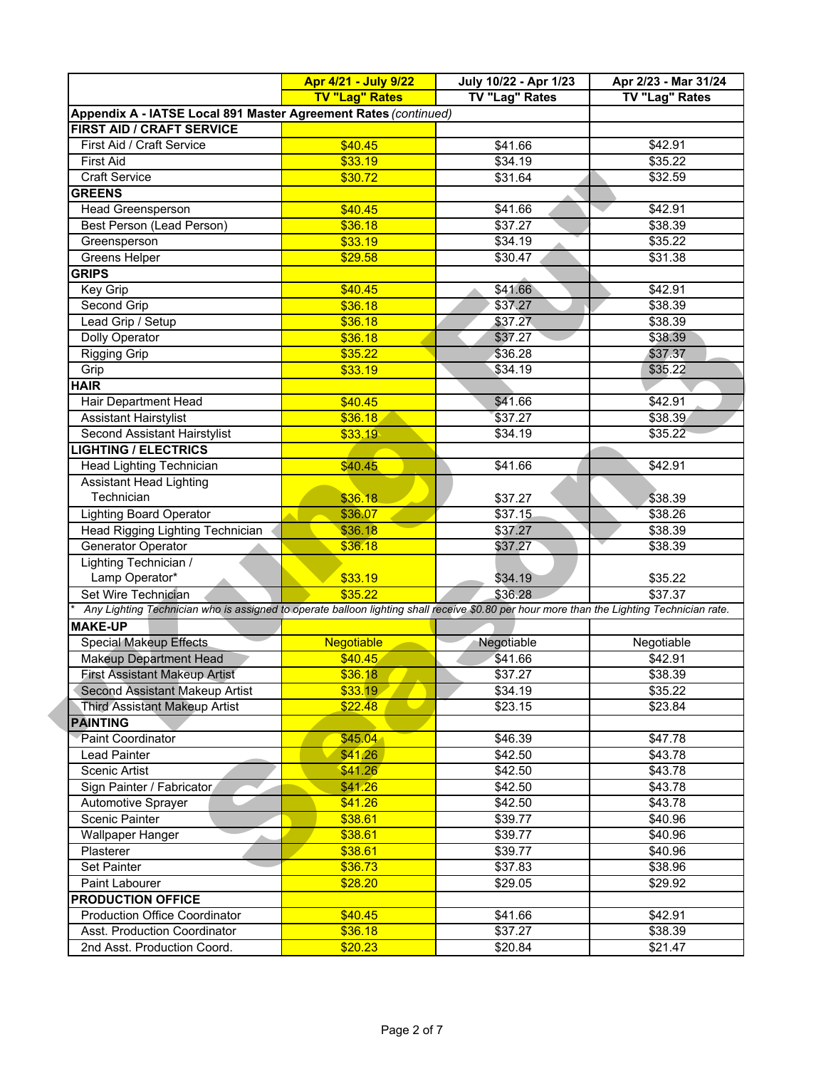| | Apr 4/21 - July 9/22 TV "Lag" Rates | July 10/22 - Apr 1/23 TV "Lag" Rates | Apr 2/23 - Mar 31/24 TV "Lag" Rates |
|---|---|---|---|
| **Appendix A - IATSE Local 891 Master Agreement Rates** *(continued)* | | | |
| **FIRST AID / CRAFT SERVICE** | | | |
| First Aid / Craft Service | $40.45 | $41.66 | $42.91 |
| First Aid | $33.19 | $34.19 | $35.22 |
| Craft Service | $30.72 | $31.64 | $32.59 |
| **GREENS** | | | |
| Head Greensperson | $40.45 | $41.66 | $42.91 |
| Best Person (Lead Person) | $36.18 | $37.27 | $38.39 |
| Greensperson | $33.19 | $34.19 | $35.22 |
| Greens Helper | $29.58 | $30.47 | $31.38 |
| **GRIPS** | | | |
| Key Grip | $40.45 | $41.66 | $42.91 |
| Second Grip | $36.18 | $37.27 | $38.39 |
| Lead Grip / Setup | $36.18 | $37.27 | $38.39 |
| Dolly Operator | $36.18 | $37.27 | $38.39 |
| Rigging Grip | $35.22 | $36.28 | $37.37 |
| Grip | $33.19 | $34.19 | $35.22 |
| **HAIR** | | | |
| Hair Department Head | $40.45 | $41.66 | $42.91 |
| Assistant Hairstylist | $36.18 | $37.27 | $38.39 |
| Second Assistant Hairstylist | $33.19 | $34.19 | $35.22 |
| **LIGHTING / ELECTRICS** | | | |
| Head Lighting Technician | $40.45 | $41.66 | $42.91 |
| Assistant Head Lighting Technician | $36.18 | $37.27 | $38.39 |
| Lighting Board Operator | $36.07 | $37.15 | $38.26 |
| Head Rigging Lighting Technician | $36.18 | $37.27 | $38.39 |
| Generator Operator | $36.18 | $37.27 | $38.39 |
| Lighting Technician / Lamp Operator* | $33.19 | $34.19 | $35.22 |
| Set Wire Technician | $35.22 | $36.28 | $37.37 |
| * *Any Lighting Technician who is assigned to operate balloon lighting shall receive $0.80 per hour more than the Lighting Technician rate.* | | | |
| **MAKE-UP** | | | |
| Special Makeup Effects | Negotiable | Negotiable | Negotiable |
| Makeup Department Head | $40.45 | $41.66 | $42.91 |
| First Assistant Makeup Artist | $36.18 | $37.27 | $38.39 |
| Second Assistant Makeup Artist | $33.19 | $34.19 | $35.22 |
| Third Assistant Makeup Artist | $22.48 | $23.15 | $23.84 |
| **PAINTING** | | | |
| Paint Coordinator | $45.04 | $46.39 | $47.78 |
| Lead Painter | $41.26 | $42.50 | $43.78 |
| Scenic Artist | $41.26 | $42.50 | $43.78 |
| Sign Painter / Fabricator | $41.26 | $42.50 | $43.78 |
| Automotive Sprayer | $41.26 | $42.50 | $43.78 |
| Scenic Painter | $38.61 | $39.77 | $40.96 |
| Wallpaper Hanger | $38.61 | $39.77 | $40.96 |
| Plasterer | $38.61 | $39.77 | $40.96 |
| Set Painter | $36.73 | $37.83 | $38.96 |
| Paint Labourer | $28.20 | $29.05 | $29.92 |
| **PRODUCTION OFFICE** | | | |
| Production Office Coordinator | $40.45 | $41.66 | $42.91 |
| Asst. Production Coordinator | $36.18 | $37.27 | $38.39 |
| 2nd Asst. Production Coord. | $20.23 | $20.84 | $21.47 |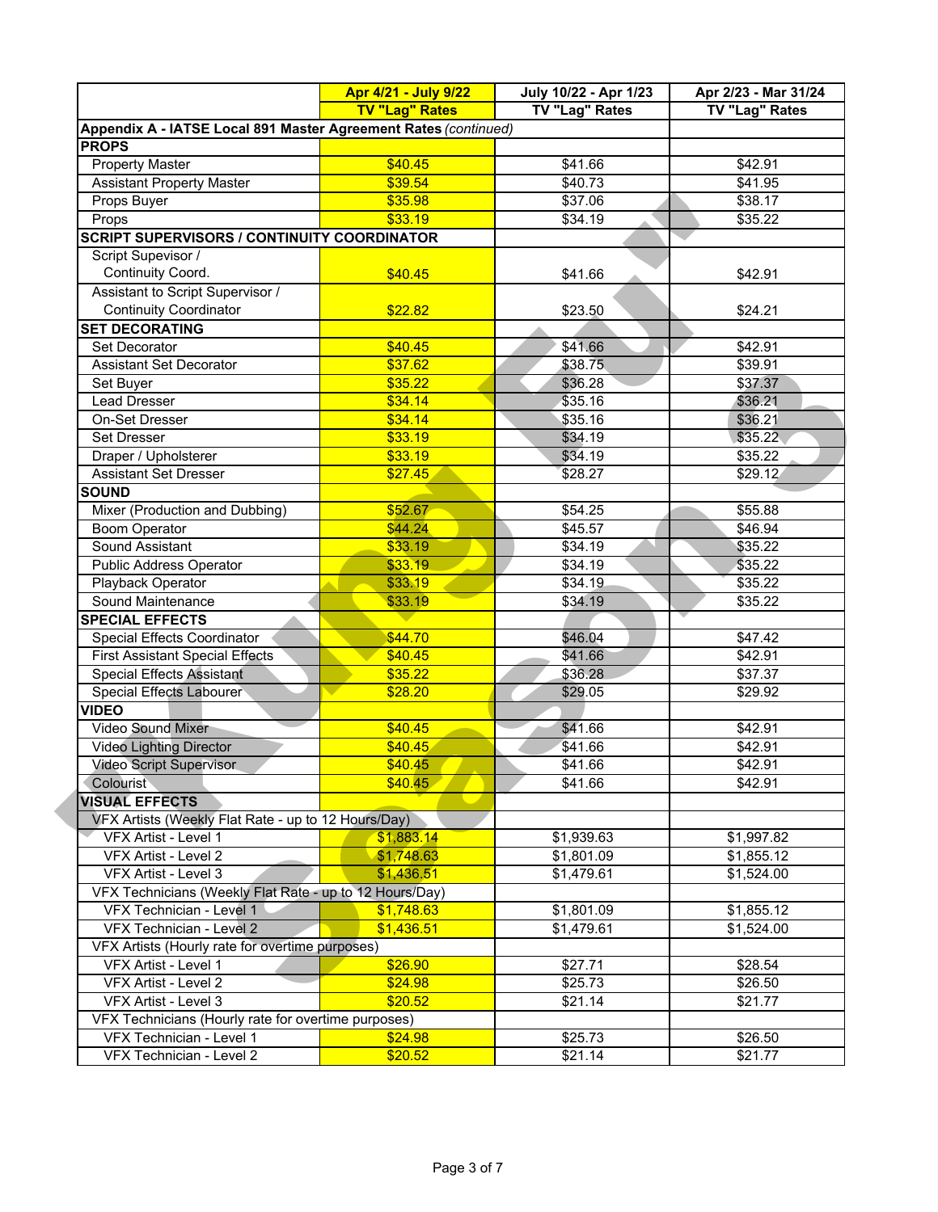| | Apr 4/21 - July 9/22<br>TV "Lag" Rates | July 10/22 - Apr 1/23<br>TV "Lag" Rates | Apr 2/23 - Mar 31/24<br>TV "Lag" Rates |
|---|---|---|---|
| **Appendix A - IATSE Local 891 Master Agreement Rates** *(continued)* | | | |
| **PROPS** | | | |
| Property Master | $40.45 | $41.66 | $42.91 |
| Assistant Property Master | $39.54 | $40.73 | $41.95 |
| Props Buyer | $35.98 | $37.06 | $38.17 |
| Props | $33.19 | $34.19 | $35.22 |
| **SCRIPT SUPERVISORS / CONTINUITY COORDINATOR** | | | |
| Script Supevisor / Continuity Coord. | $40.45 | $41.66 | $42.91 |
| Assistant to Script Supervisor / Continuity Coordinator | $22.82 | $23.50 | $24.21 |
| **SET DECORATING** | | | |
| Set Decorator | $40.45 | $41.66 | $42.91 |
| Assistant Set Decorator | $37.62 | $38.75 | $39.91 |
| Set Buyer | $35.22 | $36.28 | $37.37 |
| Lead Dresser | $34.14 | $35.16 | $36.21 |
| On-Set Dresser | $34.14 | $35.16 | $36.21 |
| Set Dresser | $33.19 | $34.19 | $35.22 |
| Draper / Upholsterer | $33.19 | $34.19 | $35.22 |
| Assistant Set Dresser | $27.45 | $28.27 | $29.12 |
| **SOUND** | | | |
| Mixer (Production and Dubbing) | $52.67 | $54.25 | $55.88 |
| Boom Operator | $44.24 | $45.57 | $46.94 |
| Sound Assistant | $33.19 | $34.19 | $35.22 |
| Public Address Operator | $33.19 | $34.19 | $35.22 |
| Playback Operator | $33.19 | $34.19 | $35.22 |
| Sound Maintenance | $33.19 | $34.19 | $35.22 |
| **SPECIAL EFFECTS** | | | |
| Special Effects Coordinator | $44.70 | $46.04 | $47.42 |
| First Assistant Special Effects | $40.45 | $41.66 | $42.91 |
| Special Effects Assistant | $35.22 | $36.28 | $37.37 |
| Special Effects Labourer | $28.20 | $29.05 | $29.92 |
| **VIDEO** | | | |
| Video Sound Mixer | $40.45 | $41.66 | $42.91 |
| Video Lighting Director | $40.45 | $41.66 | $42.91 |
| Video Script Supervisor | $40.45 | $41.66 | $42.91 |
| Colourist | $40.45 | $41.66 | $42.91 |
| **VISUAL EFFECTS** | | | |
| VFX Artists (Weekly Flat Rate - up to 12 Hours/Day) | | | |
| VFX Artist - Level 1 | $1,883.14 | $1,939.63 | $1,997.82 |
| VFX Artist - Level 2 | $1,748.63 | $1,801.09 | $1,855.12 |
| VFX Artist - Level 3 | $1,436.51 | $1,479.61 | $1,524.00 |
| VFX Technicians (Weekly Flat Rate - up to 12 Hours/Day) | | | |
| VFX Technician - Level 1 | $1,748.63 | $1,801.09 | $1,855.12 |
| VFX Technician - Level 2 | $1,436.51 | $1,479.61 | $1,524.00 |
| VFX Artists (Hourly rate for overtime purposes) | | | |
| VFX Artist - Level 1 | $26.90 | $27.71 | $28.54 |
| VFX Artist - Level 2 | $24.98 | $25.73 | $26.50 |
| VFX Artist - Level 3 | $20.52 | $21.14 | $21.77 |
| VFX Technicians (Hourly rate for overtime purposes) | | | |
| VFX Technician - Level 1 | $24.98 | $25.73 | $26.50 |
| VFX Technician - Level 2 | $20.52 | $21.14 | $21.77 |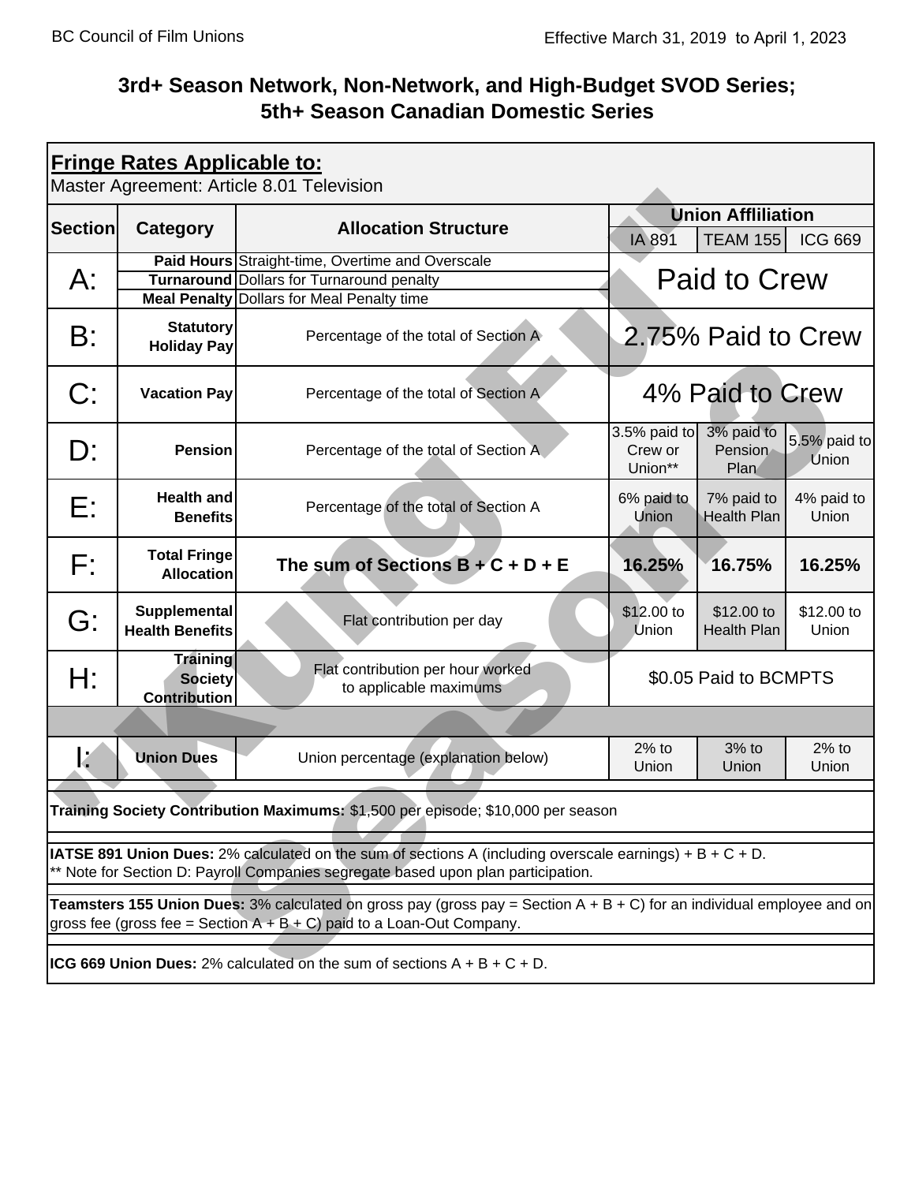BC Council of Film Unions

Effective March 31, 2019 to April 1, 2023

# 3rd+ Season Network, Non-Network, and High-Budget SVOD Series; 5th+ Season Canadian Domestic Series

## Fringe Rates Applicable to:

Master Agreement: Article 8.01 Television

| Section | Category | | Allocation Structure | Union Affliliation | | |
|---|---|---|---|---|---|---|
| | | | | IA 891 | TEAM 155 | ICG 669 |
| A: | Paid Hours | | Straight-time, Overtime and Overscale | Paid to Crew | | |
| | Turnaround | | Dollars for Turnaround penalty | | | |
| | Meal Penalty | | Dollars for Meal Penalty time | | | |
| B: | Statutory Holiday Pay | | Percentage of the total of Section A | 2.75% Paid to Crew | | |
| C: | Vacation Pay | | Percentage of the total of Section A | 4% Paid to Crew | | |
| D: | Pension | | Percentage of the total of Section A | 3.5% paid to Crew or Union** | 3% paid to Pension Plan | 5.5% paid to Union |
| E: | Health and Benefits | | Percentage of the total of Section A | 6% paid to Union | 7% paid to Health Plan | 4% paid to Union |
| F: | Total Fringe Allocation | | **The sum of Sections B + C + D + E** | **16.25%** | **16.75%** | **16.25%** |
| G: | Supplemental Health Benefits | | Flat contribution per day | $12.00 to Union | $12.00 to Health Plan | $12.00 to Union |
| H: | Training Society Contribution | | Flat contribution per hour worked to applicable maximums | $0.05 Paid to BCMPTS | | |
| I: | Union Dues | | Union percentage (explanation below) | 2% to Union | 3% to Union | 2% to Union |

**Training Society Contribution Maximums:** $1,500 per episode; $10,000 per season

**IATSE 891 Union Dues:** 2% calculated on the sum of sections A (including overscale earnings) + B + C + D.
** Note for Section D: Payroll Companies segregate based upon plan participation.

**Teamsters 155 Union Dues:** 3% calculated on gross pay (gross pay = Section A + B + C) for an individual employee and on gross fee (gross fee = Section A + B + C) paid to a Loan-Out Company.

**ICG 669 Union Dues:** 2% calculated on the sum of sections A + B + C + D.